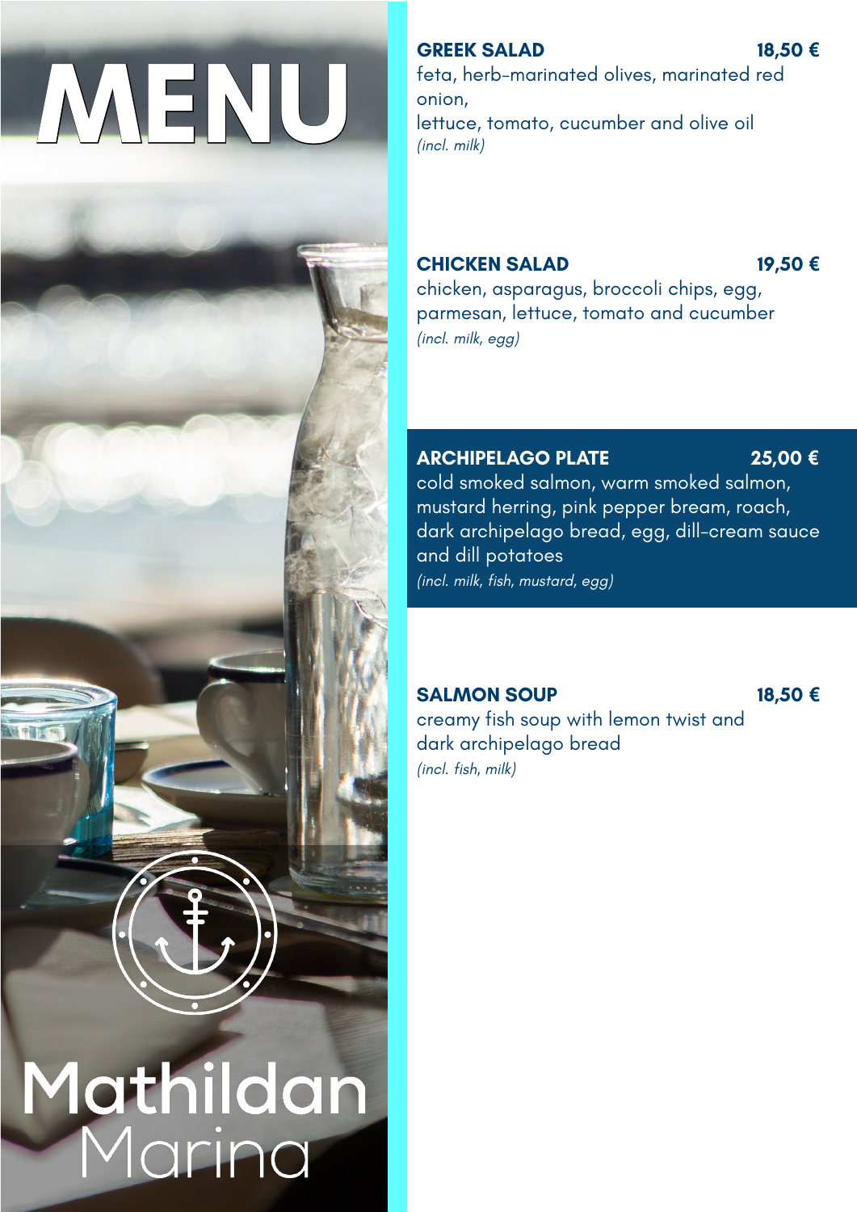# MENU

Mathildan Marina

**GREEK SALAD** **18,50 €**
feta, herb-marinated olives, marinated red onion,
lettuce, tomato, cucumber and olive oil
*(incl. milk)*

**CHICKEN SALAD** **19,50 €**
chicken, asparagus, broccoli chips, egg, parmesan, lettuce, tomato and cucumber
*(incl. milk, egg)*

**ARCHIPELAGO PLATE** **25,00 €**
cold smoked salmon, warm smoked salmon, mustard herring, pink pepper bream, roach, dark archipelago bread, egg, dill-cream sauce and dill potatoes
*(incl. milk, fish, mustard, egg)*

**SALMON SOUP** **18,50 €**
creamy fish soup with lemon twist and dark archipelago bread
*(incl. fish, milk)*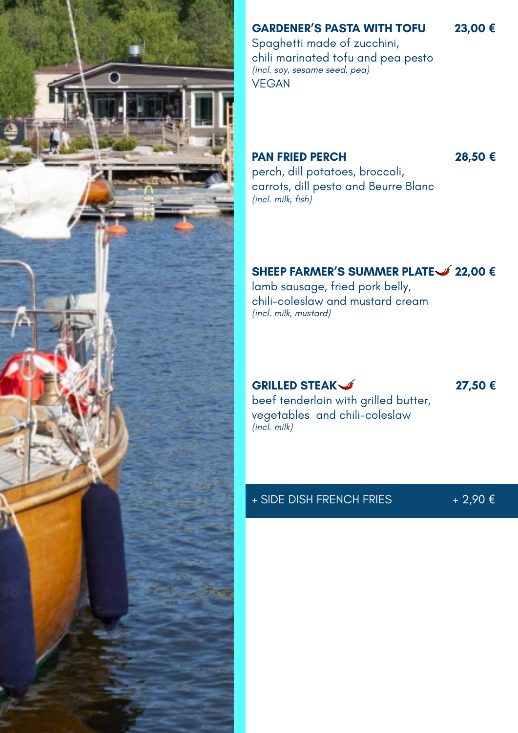**GARDENER'S PASTA WITH TOFU** **23,00 €**
Spaghetti made of zucchini,
chili marinated tofu and pea pesto
*(incl. soy, sesame seed, pea)*
VEGAN

**PAN FRIED PERCH** **28,50 €**
perch, dill potatoes, broccoli,
carrots, dill pesto and Beurre Blanc
*(incl. milk, fish)*

**SHEEP FARMER'S SUMMER PLATE** 🌶 **22,00 €**
lamb sausage, fried pork belly,
chili-coleslaw and mustard cream
*(incl. milk, mustard)*

**GRILLED STEAK** 🌶 **27,50 €**
beef tenderloin with grilled butter,
vegetables and chili-coleslaw
*(incl. milk)*

+ SIDE DISH FRENCH FRIES + 2,90 €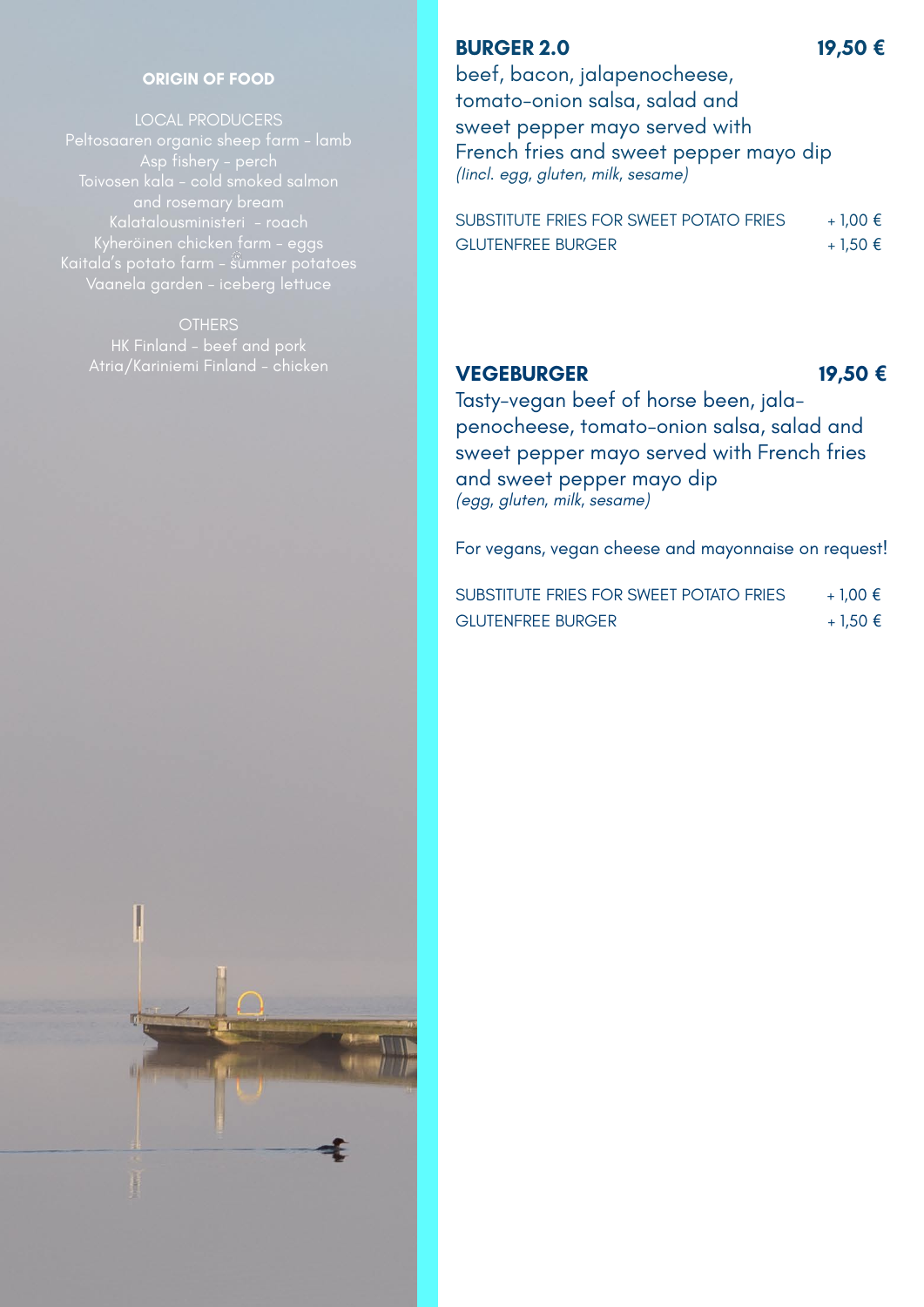## ORIGIN OF FOOD

LOCAL PRODUCERS
Peltosaaren organic sheep farm – lamb
Asp fishery – perch
Toivosen kala – cold smoked salmon and rosemary bream
Kalatalousministeri – roach
Kyheröinen chicken farm – eggs
Kaitala's potato farm – summer potatoes
Vaanela garden – iceberg lettuce

OTHERS
HK Finland – beef and pork
Atria/Kariniemi Finland – chicken

## BURGER 2.0 — 19,50 €

beef, bacon, jalapenocheese, tomato-onion salsa, salad and sweet pepper mayo served with French fries and sweet pepper mayo dip
*(lincl. egg, gluten, milk, sesame)*

| | |
|---|---|
| SUBSTITUTE FRIES FOR SWEET POTATO FRIES | + 1,00 € |
| GLUTENFREE BURGER | + 1,50 € |

## VEGEBURGER — 19,50 €

Tasty-vegan beef of horse been, jala-penocheese, tomato-onion salsa, salad and sweet pepper mayo served with French fries and sweet pepper mayo dip
*(egg, gluten, milk, sesame)*

For vegans, vegan cheese and mayonnaise on request!

| | |
|---|---|
| SUBSTITUTE FRIES FOR SWEET POTATO FRIES | + 1,00 € |
| GLUTENFREE BURGER | + 1,50 € |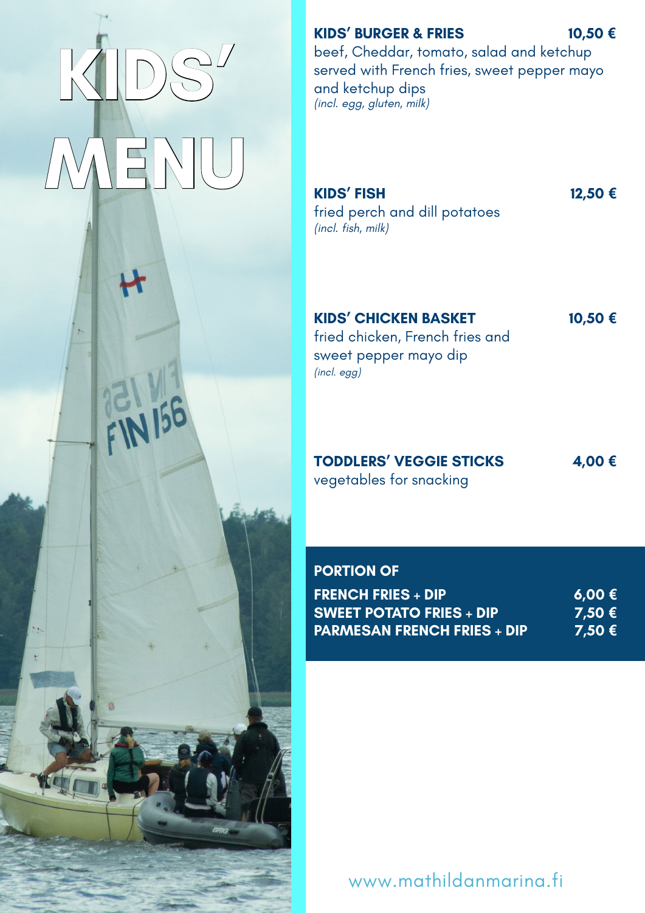# KIDS' MENU

**KIDS' BURGER & FRIES** **10,50 €**
beef, Cheddar, tomato, salad and ketchup served with French fries, sweet pepper mayo and ketchup dips
*(incl. egg, gluten, milk)*

**KIDS' FISH** **12,50 €**
fried perch and dill potatoes
*(incl. fish, milk)*

**KIDS' CHICKEN BASKET** **10,50 €**
fried chicken, French fries and sweet pepper mayo dip
*(incl. egg)*

**TODDLERS' VEGGIE STICKS** **4,00 €**
vegetables for snacking

**PORTION OF**

**FRENCH FRIES + DIP** **6,00 €**
**SWEET POTATO FRIES + DIP** **7,50 €**
**PARMESAN FRENCH FRIES + DIP** **7,50 €**

www.mathildanmarina.fi